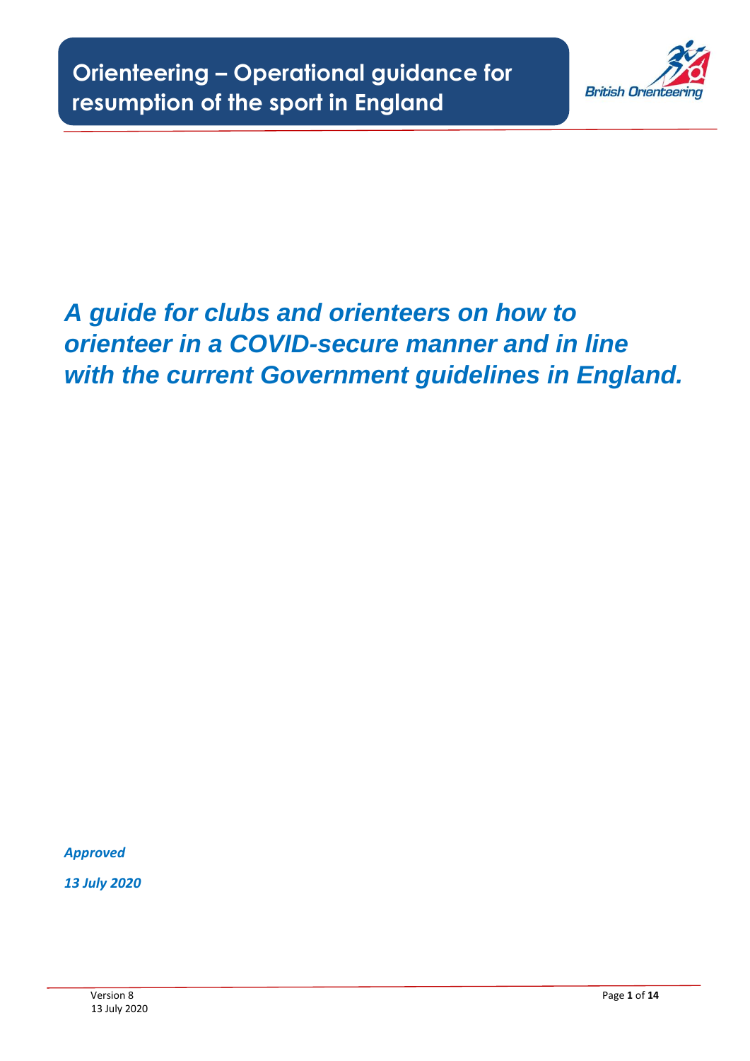# Orienteering – Operational guidance for resumption of the sport in England

***A guide for clubs and orienteers on how to orienteer in a COVID-secure manner and in line with the current Government guidelines in England.***

***Approved***

***13 July 2020***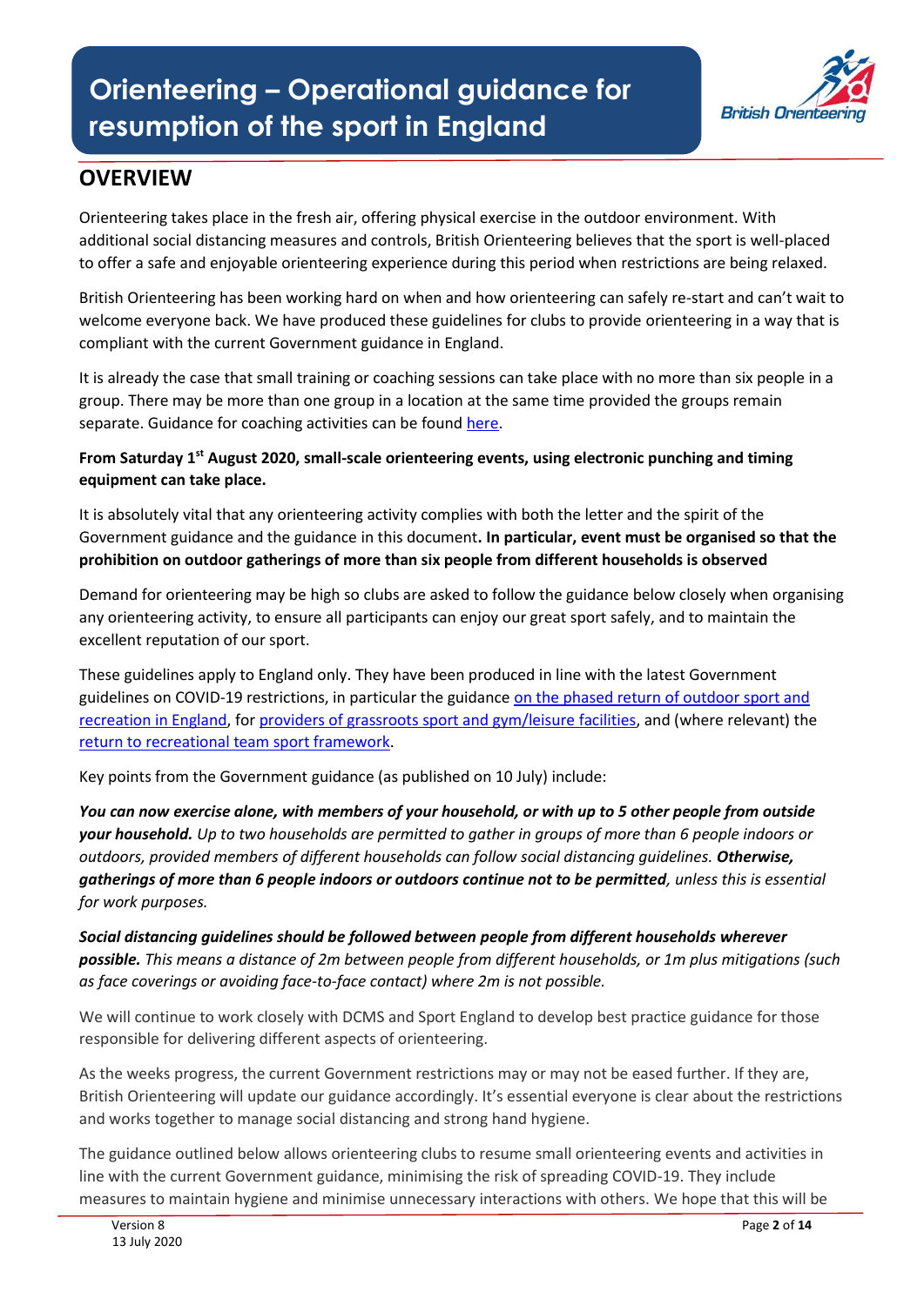# Orienteering – Operational guidance for resumption of the sport in England

## OVERVIEW

Orienteering takes place in the fresh air, offering physical exercise in the outdoor environment. With additional social distancing measures and controls, British Orienteering believes that the sport is well-placed to offer a safe and enjoyable orienteering experience during this period when restrictions are being relaxed.

British Orienteering has been working hard on when and how orienteering can safely re-start and can't wait to welcome everyone back. We have produced these guidelines for clubs to provide orienteering in a way that is compliant with the current Government guidance in England.

It is already the case that small training or coaching sessions can take place with no more than six people in a group. There may be more than one group in a location at the same time provided the groups remain separate. Guidance for coaching activities can be found here.

**From Saturday 1st August 2020, small-scale orienteering events, using electronic punching and timing equipment can take place.**

It is absolutely vital that any orienteering activity complies with both the letter and the spirit of the Government guidance and the guidance in this document**. In particular, event must be organised so that the prohibition on outdoor gatherings of more than six people from different households is observed**

Demand for orienteering may be high so clubs are asked to follow the guidance below closely when organising any orienteering activity, to ensure all participants can enjoy our great sport safely, and to maintain the excellent reputation of our sport.

These guidelines apply to England only. They have been produced in line with the latest Government guidelines on COVID-19 restrictions, in particular the guidance on the phased return of outdoor sport and recreation in England, for providers of grassroots sport and gym/leisure facilities, and (where relevant) the return to recreational team sport framework.

Key points from the Government guidance (as published on 10 July) include:

***You can now exercise alone, with members of your household, or with up to 5 other people from outside your household.*** *Up to two households are permitted to gather in groups of more than 6 people indoors or outdoors, provided members of different households can follow social distancing guidelines.* ***Otherwise, gatherings of more than 6 people indoors or outdoors continue not to be permitted****, unless this is essential for work purposes.*

***Social distancing guidelines should be followed between people from different households wherever possible.*** *This means a distance of 2m between people from different households, or 1m plus mitigations (such as face coverings or avoiding face-to-face contact) where 2m is not possible.*

We will continue to work closely with DCMS and Sport England to develop best practice guidance for those responsible for delivering different aspects of orienteering.

As the weeks progress, the current Government restrictions may or may not be eased further. If they are, British Orienteering will update our guidance accordingly. It's essential everyone is clear about the restrictions and works together to manage social distancing and strong hand hygiene.

The guidance outlined below allows orienteering clubs to resume small orienteering events and activities in line with the current Government guidance, minimising the risk of spreading COVID-19. They include measures to maintain hygiene and minimise unnecessary interactions with others. We hope that this will be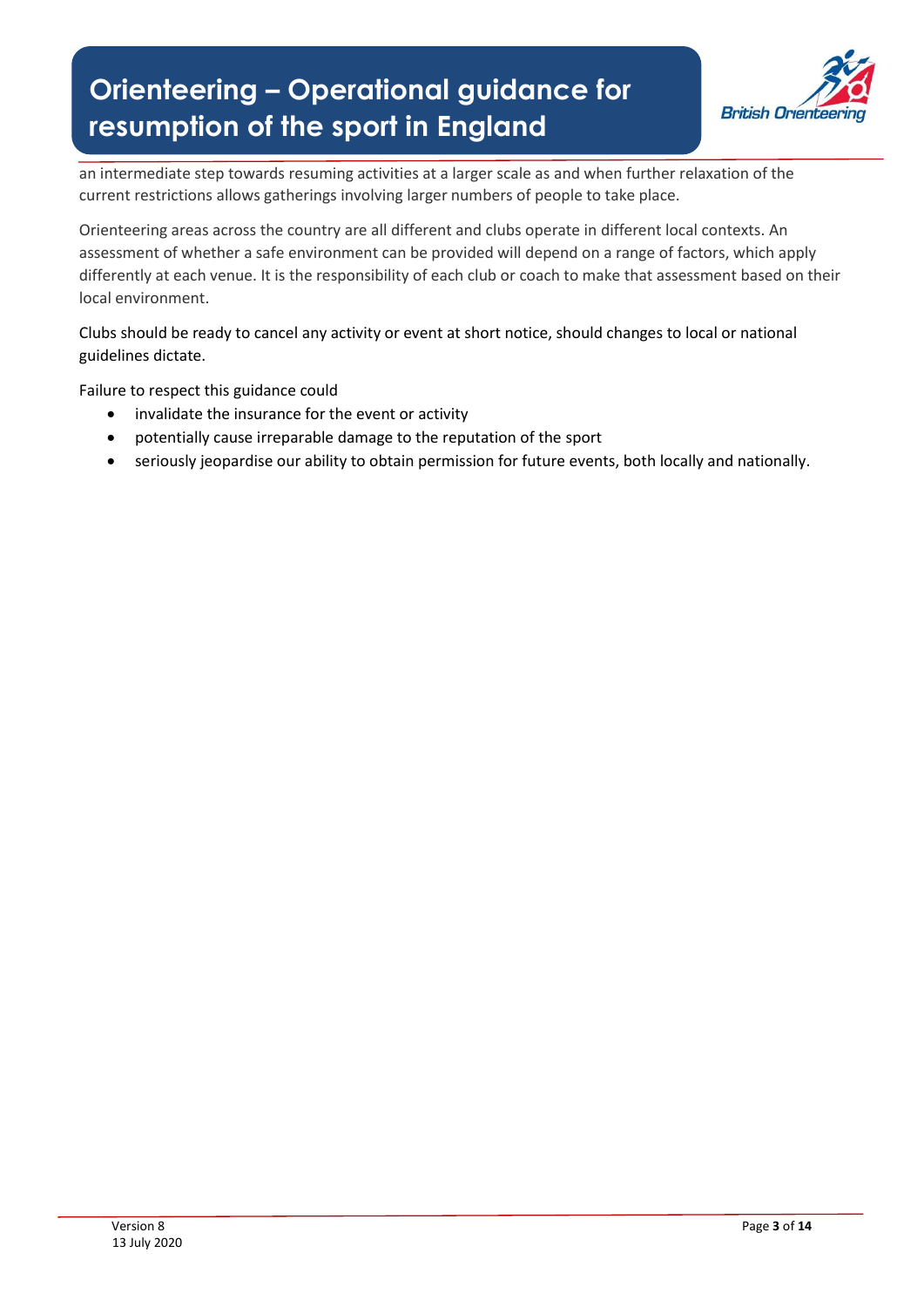an intermediate step towards resuming activities at a larger scale as and when further relaxation of the current restrictions allows gatherings involving larger numbers of people to take place.

Orienteering areas across the country are all different and clubs operate in different local contexts. An assessment of whether a safe environment can be provided will depend on a range of factors, which apply differently at each venue. It is the responsibility of each club or coach to make that assessment based on their local environment.

Clubs should be ready to cancel any activity or event at short notice, should changes to local or national guidelines dictate.

Failure to respect this guidance could

- invalidate the insurance for the event or activity
- potentially cause irreparable damage to the reputation of the sport
- seriously jeopardise our ability to obtain permission for future events, both locally and nationally.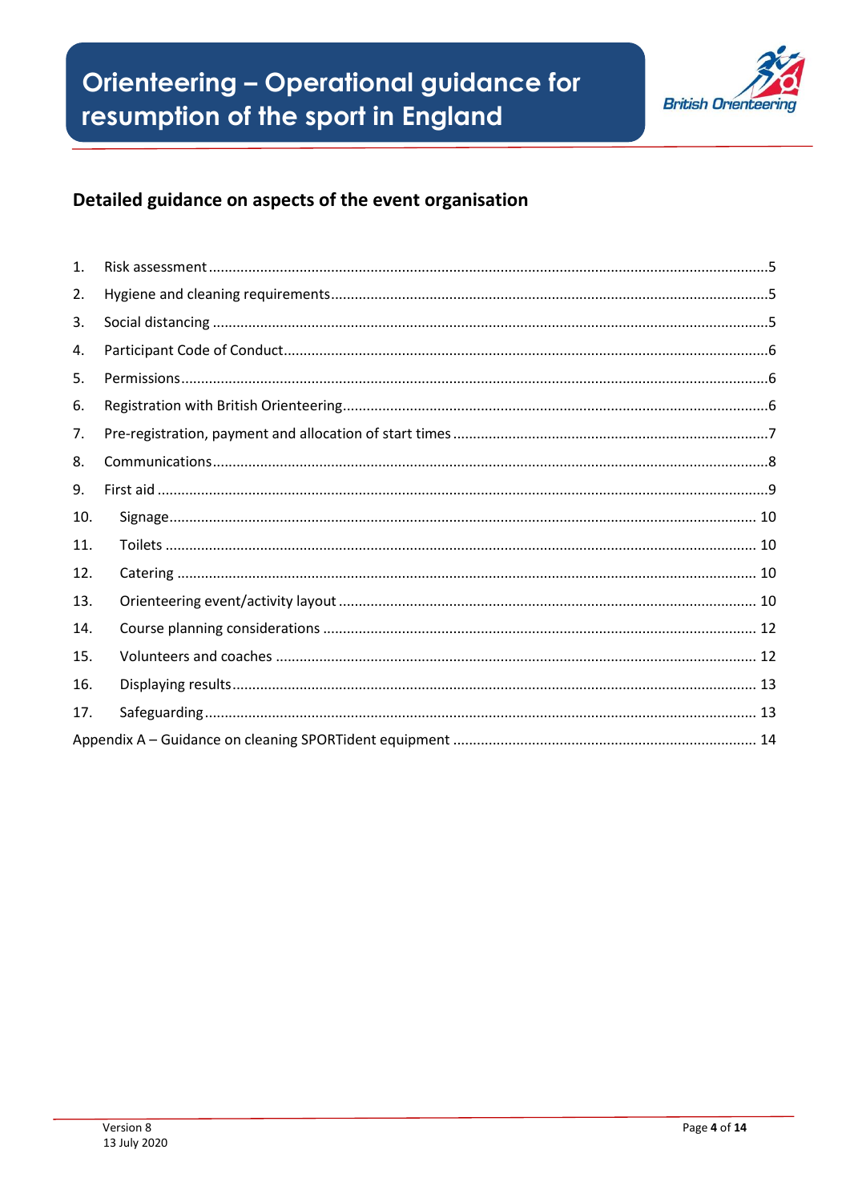## Detailed guidance on aspects of the event organisation

1. Risk assessment ........ 5
2. Hygiene and cleaning requirements ........ 5
3. Social distancing ........ 5
4. Participant Code of Conduct ........ 6
5. Permissions ........ 6
6. Registration with British Orienteering ........ 6
7. Pre-registration, payment and allocation of start times ........ 7
8. Communications ........ 8
9. First aid ........ 9
10. Signage ........ 10
11. Toilets ........ 10
12. Catering ........ 10
13. Orienteering event/activity layout ........ 10
14. Course planning considerations ........ 12
15. Volunteers and coaches ........ 12
16. Displaying results ........ 13
17. Safeguarding ........ 13

Appendix A – Guidance on cleaning SPORTident equipment ........ 14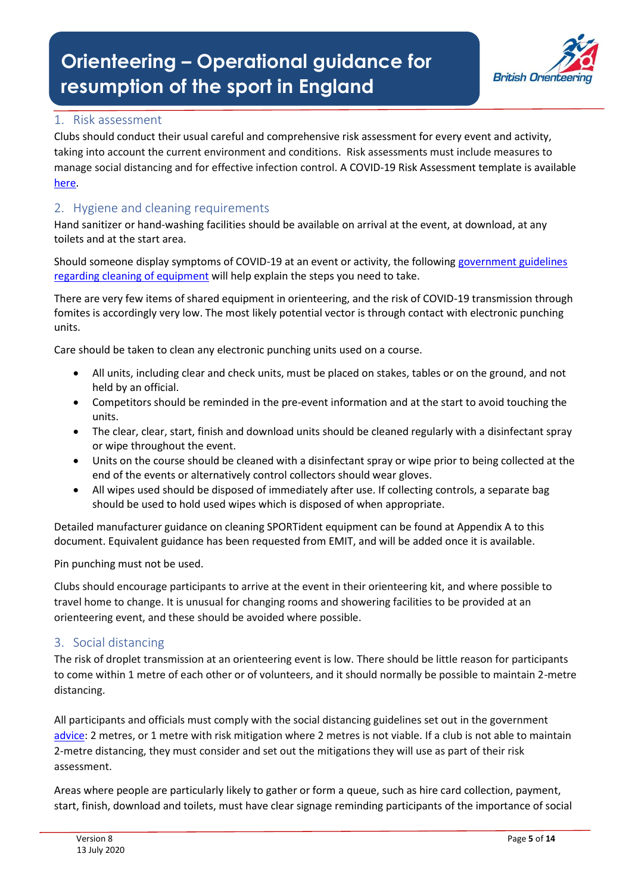## 1. Risk assessment

Clubs should conduct their usual careful and comprehensive risk assessment for every event and activity, taking into account the current environment and conditions. Risk assessments must include measures to manage social distancing and for effective infection control. A COVID-19 Risk Assessment template is available here.

## 2. Hygiene and cleaning requirements

Hand sanitizer or hand-washing facilities should be available on arrival at the event, at download, at any toilets and at the start area.

Should someone display symptoms of COVID-19 at an event or activity, the following government guidelines regarding cleaning of equipment will help explain the steps you need to take.

There are very few items of shared equipment in orienteering, and the risk of COVID-19 transmission through fomites is accordingly very low. The most likely potential vector is through contact with electronic punching units.

Care should be taken to clean any electronic punching units used on a course.

- All units, including clear and check units, must be placed on stakes, tables or on the ground, and not held by an official.
- Competitors should be reminded in the pre-event information and at the start to avoid touching the units.
- The clear, clear, start, finish and download units should be cleaned regularly with a disinfectant spray or wipe throughout the event.
- Units on the course should be cleaned with a disinfectant spray or wipe prior to being collected at the end of the events or alternatively control collectors should wear gloves.
- All wipes used should be disposed of immediately after use. If collecting controls, a separate bag should be used to hold used wipes which is disposed of when appropriate.

Detailed manufacturer guidance on cleaning SPORTident equipment can be found at Appendix A to this document. Equivalent guidance has been requested from EMIT, and will be added once it is available.

Pin punching must not be used.

Clubs should encourage participants to arrive at the event in their orienteering kit, and where possible to travel home to change. It is unusual for changing rooms and showering facilities to be provided at an orienteering event, and these should be avoided where possible.

## 3. Social distancing

The risk of droplet transmission at an orienteering event is low. There should be little reason for participants to come within 1 metre of each other or of volunteers, and it should normally be possible to maintain 2-metre distancing.

All participants and officials must comply with the social distancing guidelines set out in the government advice: 2 metres, or 1 metre with risk mitigation where 2 metres is not viable. If a club is not able to maintain 2-metre distancing, they must consider and set out the mitigations they will use as part of their risk assessment.

Areas where people are particularly likely to gather or form a queue, such as hire card collection, payment, start, finish, download and toilets, must have clear signage reminding participants of the importance of social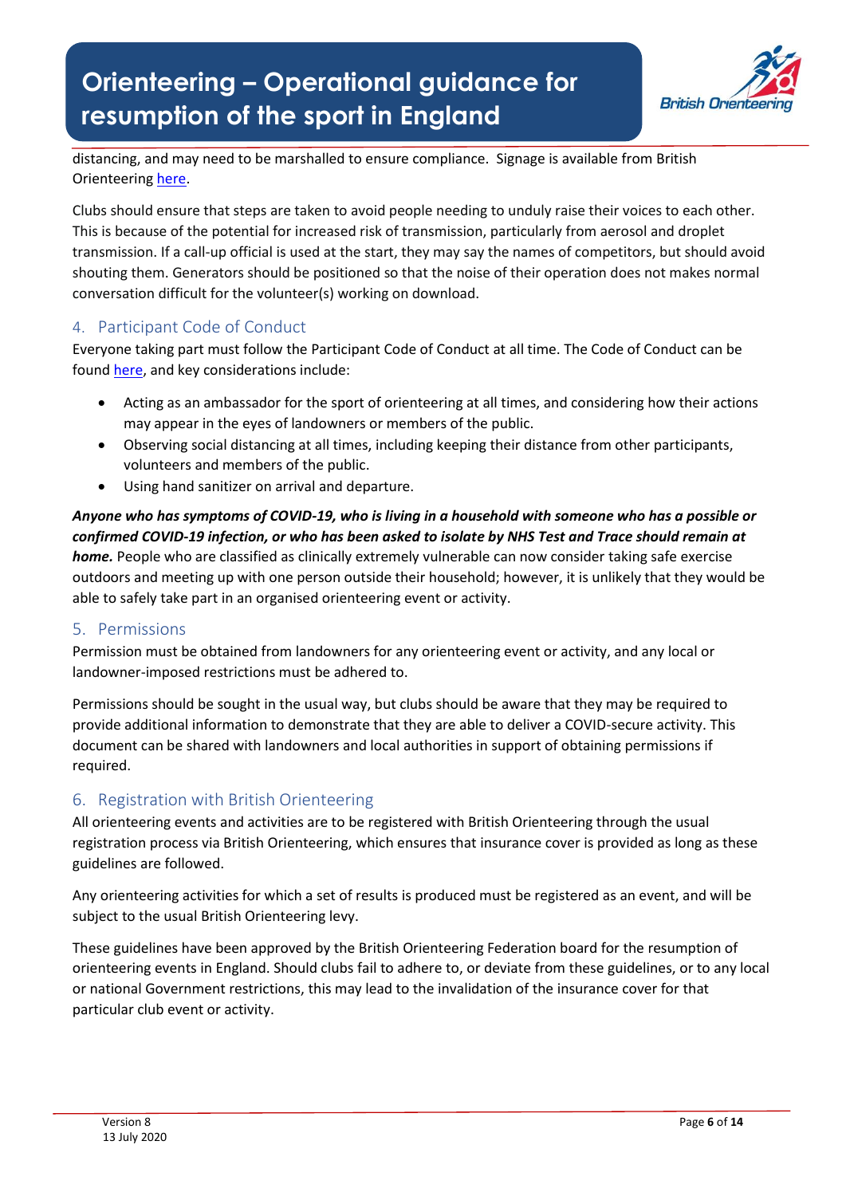distancing, and may need to be marshalled to ensure compliance. Signage is available from British Orienteering here.

Clubs should ensure that steps are taken to avoid people needing to unduly raise their voices to each other. This is because of the potential for increased risk of transmission, particularly from aerosol and droplet transmission. If a call-up official is used at the start, they may say the names of competitors, but should avoid shouting them. Generators should be positioned so that the noise of their operation does not makes normal conversation difficult for the volunteer(s) working on download.

## 4. Participant Code of Conduct

Everyone taking part must follow the Participant Code of Conduct at all time. The Code of Conduct can be found here, and key considerations include:

- Acting as an ambassador for the sport of orienteering at all times, and considering how their actions may appear in the eyes of landowners or members of the public.
- Observing social distancing at all times, including keeping their distance from other participants, volunteers and members of the public.
- Using hand sanitizer on arrival and departure.

***Anyone who has symptoms of COVID-19, who is living in a household with someone who has a possible or confirmed COVID-19 infection, or who has been asked to isolate by NHS Test and Trace should remain at home.*** People who are classified as clinically extremely vulnerable can now consider taking safe exercise outdoors and meeting up with one person outside their household; however, it is unlikely that they would be able to safely take part in an organised orienteering event or activity.

## 5. Permissions

Permission must be obtained from landowners for any orienteering event or activity, and any local or landowner-imposed restrictions must be adhered to.

Permissions should be sought in the usual way, but clubs should be aware that they may be required to provide additional information to demonstrate that they are able to deliver a COVID-secure activity. This document can be shared with landowners and local authorities in support of obtaining permissions if required.

## 6. Registration with British Orienteering

All orienteering events and activities are to be registered with British Orienteering through the usual registration process via British Orienteering, which ensures that insurance cover is provided as long as these guidelines are followed.

Any orienteering activities for which a set of results is produced must be registered as an event, and will be subject to the usual British Orienteering levy.

These guidelines have been approved by the British Orienteering Federation board for the resumption of orienteering events in England. Should clubs fail to adhere to, or deviate from these guidelines, or to any local or national Government restrictions, this may lead to the invalidation of the insurance cover for that particular club event or activity.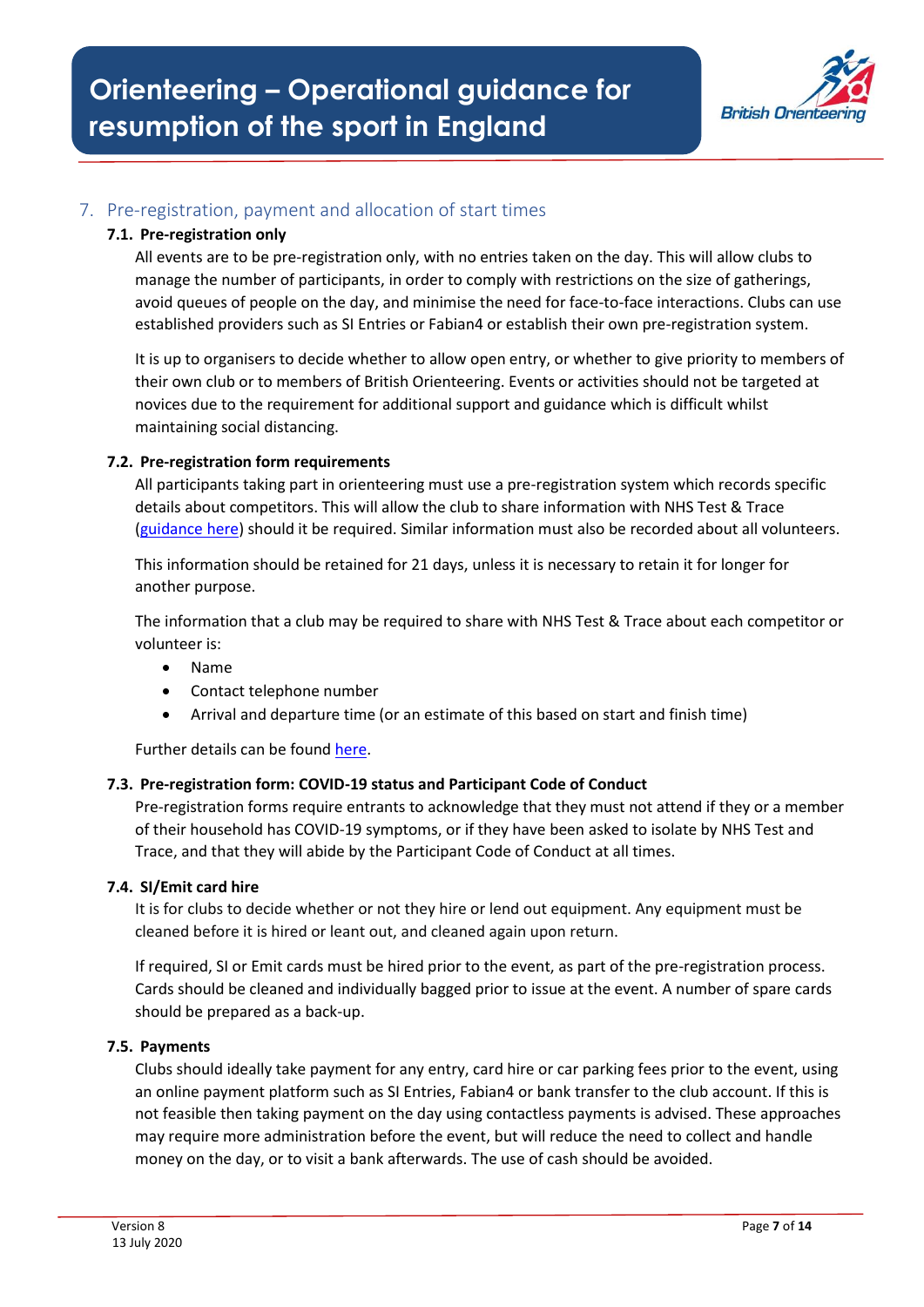## 7. Pre-registration, payment and allocation of start times

### 7.1. Pre-registration only

All events are to be pre-registration only, with no entries taken on the day. This will allow clubs to manage the number of participants, in order to comply with restrictions on the size of gatherings, avoid queues of people on the day, and minimise the need for face-to-face interactions. Clubs can use established providers such as SI Entries or Fabian4 or establish their own pre-registration system.

It is up to organisers to decide whether to allow open entry, or whether to give priority to members of their own club or to members of British Orienteering. Events or activities should not be targeted at novices due to the requirement for additional support and guidance which is difficult whilst maintaining social distancing.

### 7.2. Pre-registration form requirements

All participants taking part in orienteering must use a pre-registration system which records specific details about competitors. This will allow the club to share information with NHS Test & Trace (guidance here) should it be required. Similar information must also be recorded about all volunteers.

This information should be retained for 21 days, unless it is necessary to retain it for longer for another purpose.

The information that a club may be required to share with NHS Test & Trace about each competitor or volunteer is:

- Name
- Contact telephone number
- Arrival and departure time (or an estimate of this based on start and finish time)

Further details can be found here.

### 7.3. Pre-registration form: COVID-19 status and Participant Code of Conduct

Pre-registration forms require entrants to acknowledge that they must not attend if they or a member of their household has COVID-19 symptoms, or if they have been asked to isolate by NHS Test and Trace, and that they will abide by the Participant Code of Conduct at all times.

### 7.4. SI/Emit card hire

It is for clubs to decide whether or not they hire or lend out equipment. Any equipment must be cleaned before it is hired or leant out, and cleaned again upon return.

If required, SI or Emit cards must be hired prior to the event, as part of the pre-registration process. Cards should be cleaned and individually bagged prior to issue at the event. A number of spare cards should be prepared as a back-up.

### 7.5. Payments

Clubs should ideally take payment for any entry, card hire or car parking fees prior to the event, using an online payment platform such as SI Entries, Fabian4 or bank transfer to the club account. If this is not feasible then taking payment on the day using contactless payments is advised. These approaches may require more administration before the event, but will reduce the need to collect and handle money on the day, or to visit a bank afterwards. The use of cash should be avoided.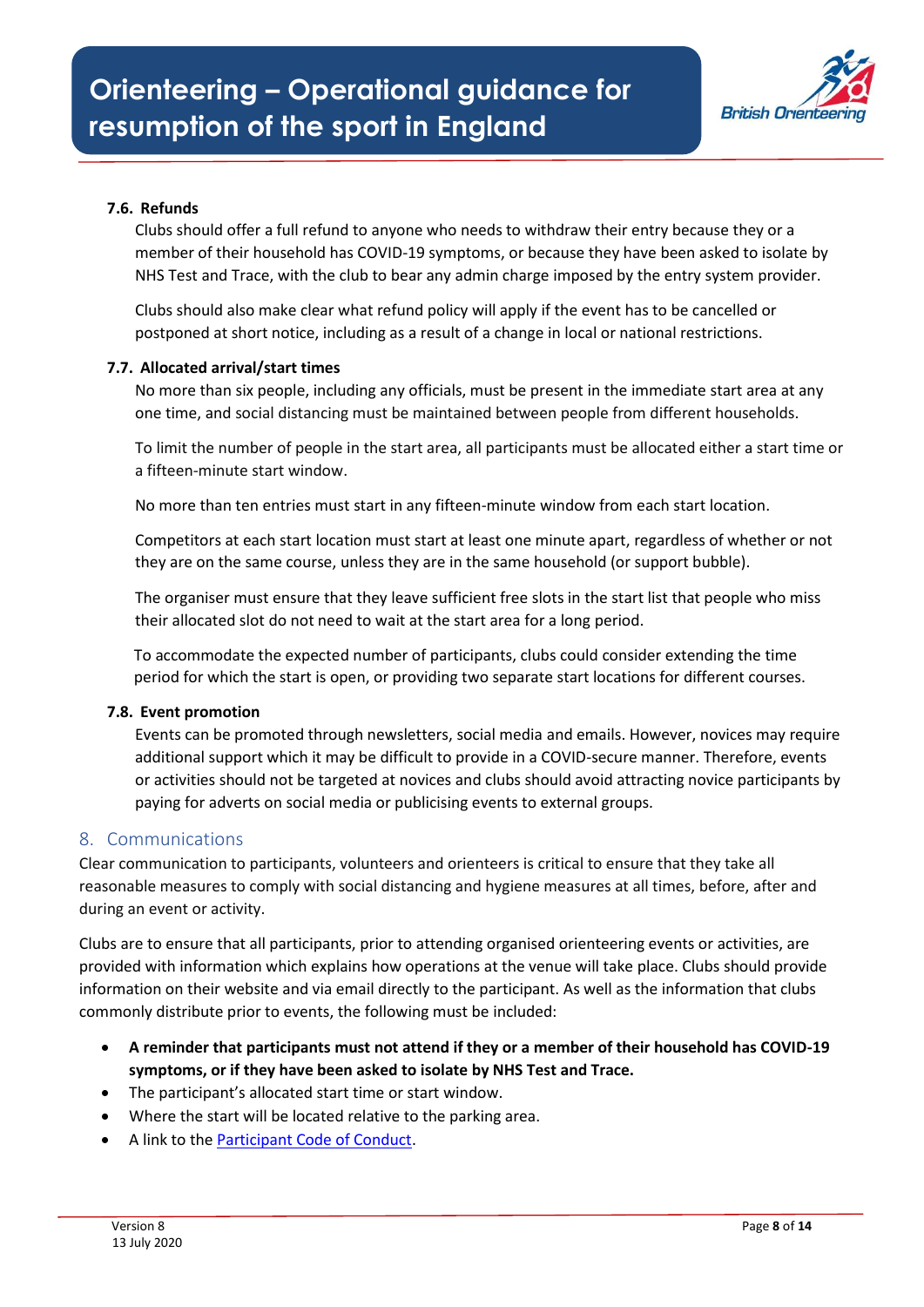### 7.6. Refunds

Clubs should offer a full refund to anyone who needs to withdraw their entry because they or a member of their household has COVID-19 symptoms, or because they have been asked to isolate by NHS Test and Trace, with the club to bear any admin charge imposed by the entry system provider.

Clubs should also make clear what refund policy will apply if the event has to be cancelled or postponed at short notice, including as a result of a change in local or national restrictions.

### 7.7. Allocated arrival/start times

No more than six people, including any officials, must be present in the immediate start area at any one time, and social distancing must be maintained between people from different households.

To limit the number of people in the start area, all participants must be allocated either a start time or a fifteen-minute start window.

No more than ten entries must start in any fifteen-minute window from each start location.

Competitors at each start location must start at least one minute apart, regardless of whether or not they are on the same course, unless they are in the same household (or support bubble).

The organiser must ensure that they leave sufficient free slots in the start list that people who miss their allocated slot do not need to wait at the start area for a long period.

To accommodate the expected number of participants, clubs could consider extending the time period for which the start is open, or providing two separate start locations for different courses.

### 7.8. Event promotion

Events can be promoted through newsletters, social media and emails. However, novices may require additional support which it may be difficult to provide in a COVID-secure manner. Therefore, events or activities should not be targeted at novices and clubs should avoid attracting novice participants by paying for adverts on social media or publicising events to external groups.

## 8. Communications

Clear communication to participants, volunteers and orienteers is critical to ensure that they take all reasonable measures to comply with social distancing and hygiene measures at all times, before, after and during an event or activity.

Clubs are to ensure that all participants, prior to attending organised orienteering events or activities, are provided with information which explains how operations at the venue will take place. Clubs should provide information on their website and via email directly to the participant. As well as the information that clubs commonly distribute prior to events, the following must be included:

- **A reminder that participants must not attend if they or a member of their household has COVID-19 symptoms, or if they have been asked to isolate by NHS Test and Trace.**
- The participant's allocated start time or start window.
- Where the start will be located relative to the parking area.
- A link to the Participant Code of Conduct.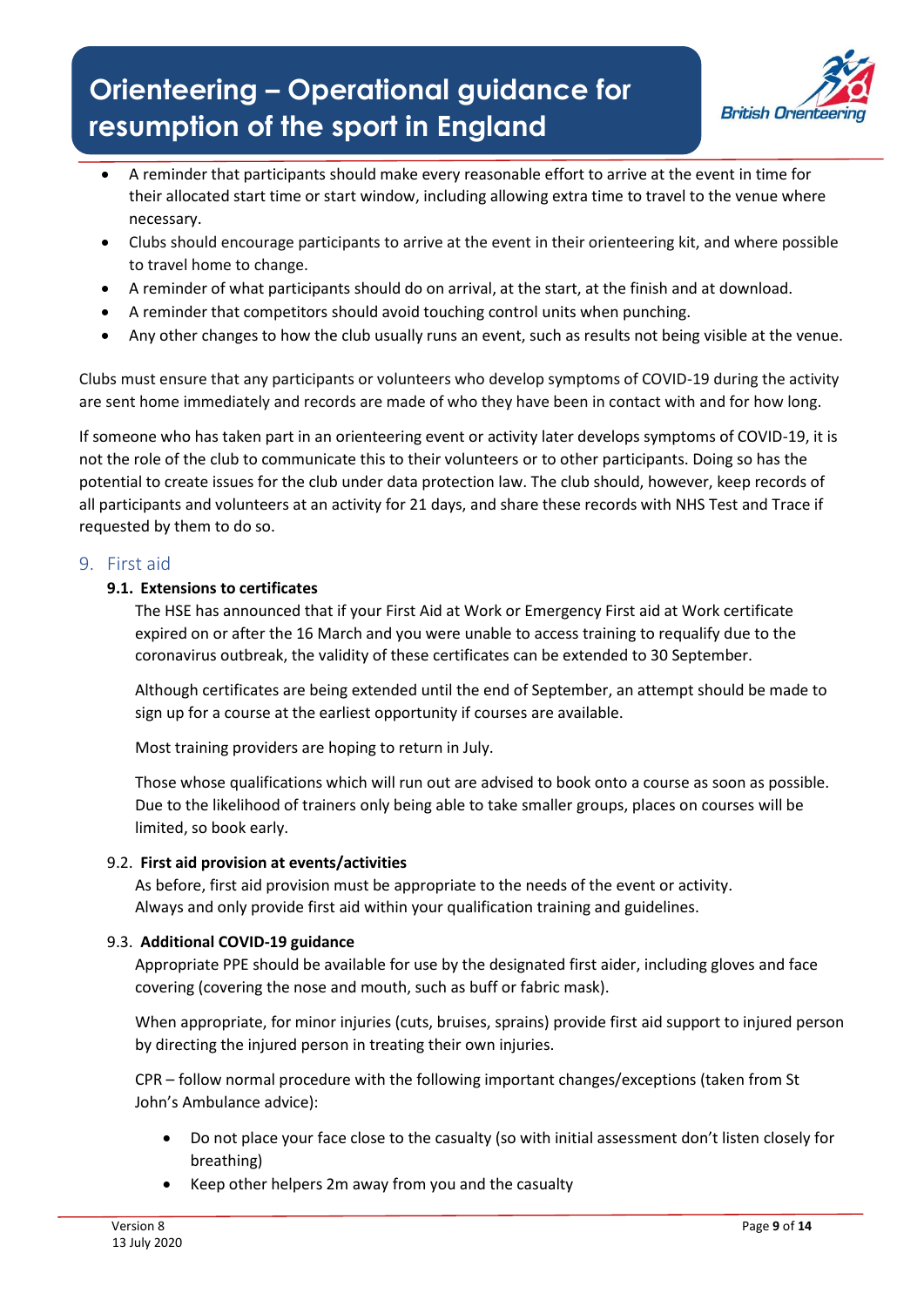- A reminder that participants should make every reasonable effort to arrive at the event in time for their allocated start time or start window, including allowing extra time to travel to the venue where necessary.
- Clubs should encourage participants to arrive at the event in their orienteering kit, and where possible to travel home to change.
- A reminder of what participants should do on arrival, at the start, at the finish and at download.
- A reminder that competitors should avoid touching control units when punching.
- Any other changes to how the club usually runs an event, such as results not being visible at the venue.

Clubs must ensure that any participants or volunteers who develop symptoms of COVID-19 during the activity are sent home immediately and records are made of who they have been in contact with and for how long.

If someone who has taken part in an orienteering event or activity later develops symptoms of COVID-19, it is not the role of the club to communicate this to their volunteers or to other participants. Doing so has the potential to create issues for the club under data protection law. The club should, however, keep records of all participants and volunteers at an activity for 21 days, and share these records with NHS Test and Trace if requested by them to do so.

## 9. First aid

### 9.1. Extensions to certificates

The HSE has announced that if your First Aid at Work or Emergency First aid at Work certificate expired on or after the 16 March and you were unable to access training to requalify due to the coronavirus outbreak, the validity of these certificates can be extended to 30 September.

Although certificates are being extended until the end of September, an attempt should be made to sign up for a course at the earliest opportunity if courses are available.

Most training providers are hoping to return in July.

Those whose qualifications which will run out are advised to book onto a course as soon as possible. Due to the likelihood of trainers only being able to take smaller groups, places on courses will be limited, so book early.

### 9.2. First aid provision at events/activities

As before, first aid provision must be appropriate to the needs of the event or activity. Always and only provide first aid within your qualification training and guidelines.

### 9.3. Additional COVID-19 guidance

Appropriate PPE should be available for use by the designated first aider, including gloves and face covering (covering the nose and mouth, such as buff or fabric mask).

When appropriate, for minor injuries (cuts, bruises, sprains) provide first aid support to injured person by directing the injured person in treating their own injuries.

CPR – follow normal procedure with the following important changes/exceptions (taken from St John's Ambulance advice):

- Do not place your face close to the casualty (so with initial assessment don't listen closely for breathing)
- Keep other helpers 2m away from you and the casualty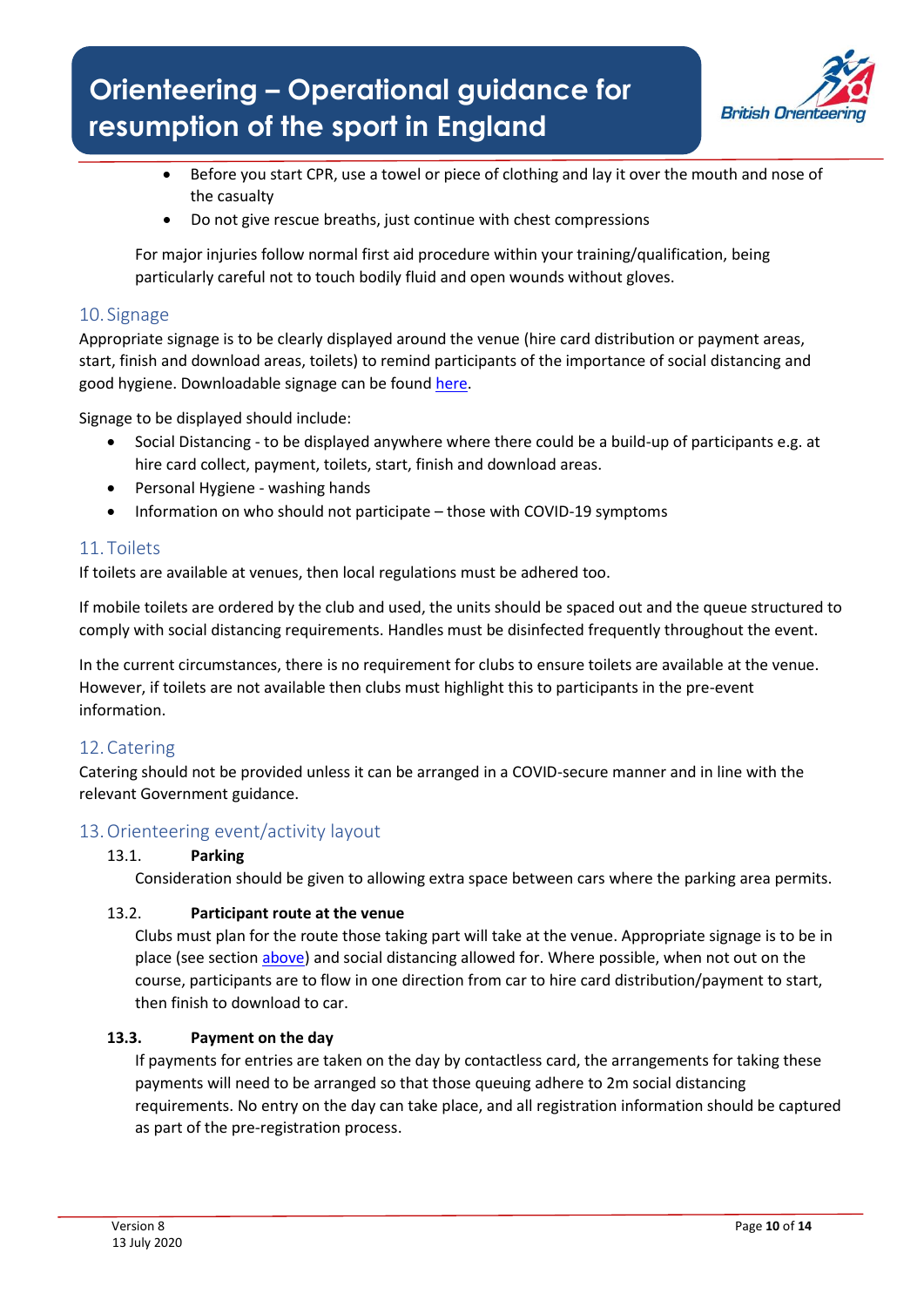- Before you start CPR, use a towel or piece of clothing and lay it over the mouth and nose of the casualty
- Do not give rescue breaths, just continue with chest compressions

For major injuries follow normal first aid procedure within your training/qualification, being particularly careful not to touch bodily fluid and open wounds without gloves.

## 10. Signage

Appropriate signage is to be clearly displayed around the venue (hire card distribution or payment areas, start, finish and download areas, toilets) to remind participants of the importance of social distancing and good hygiene. Downloadable signage can be found here.

Signage to be displayed should include:

- Social Distancing - to be displayed anywhere where there could be a build-up of participants e.g. at hire card collect, payment, toilets, start, finish and download areas.
- Personal Hygiene - washing hands
- Information on who should not participate – those with COVID-19 symptoms

## 11. Toilets

If toilets are available at venues, then local regulations must be adhered too.

If mobile toilets are ordered by the club and used, the units should be spaced out and the queue structured to comply with social distancing requirements. Handles must be disinfected frequently throughout the event.

In the current circumstances, there is no requirement for clubs to ensure toilets are available at the venue. However, if toilets are not available then clubs must highlight this to participants in the pre-event information.

## 12. Catering

Catering should not be provided unless it can be arranged in a COVID-secure manner and in line with the relevant Government guidance.

## 13. Orienteering event/activity layout

### 13.1. Parking

Consideration should be given to allowing extra space between cars where the parking area permits.

### 13.2. Participant route at the venue

Clubs must plan for the route those taking part will take at the venue. Appropriate signage is to be in place (see section above) and social distancing allowed for. Where possible, when not out on the course, participants are to flow in one direction from car to hire card distribution/payment to start, then finish to download to car.

### 13.3. Payment on the day

If payments for entries are taken on the day by contactless card, the arrangements for taking these payments will need to be arranged so that those queuing adhere to 2m social distancing requirements. No entry on the day can take place, and all registration information should be captured as part of the pre-registration process.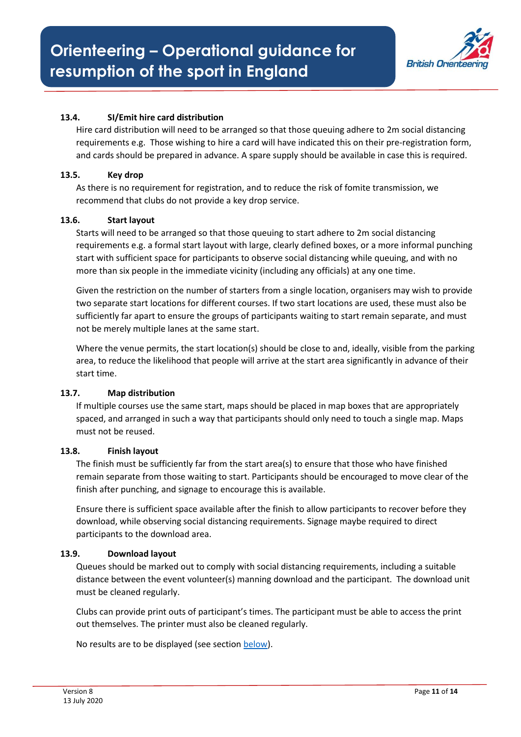### 13.4. SI/Emit hire card distribution

Hire card distribution will need to be arranged so that those queuing adhere to 2m social distancing requirements e.g. Those wishing to hire a card will have indicated this on their pre-registration form, and cards should be prepared in advance. A spare supply should be available in case this is required.

### 13.5. Key drop

As there is no requirement for registration, and to reduce the risk of fomite transmission, we recommend that clubs do not provide a key drop service.

### 13.6. Start layout

Starts will need to be arranged so that those queuing to start adhere to 2m social distancing requirements e.g. a formal start layout with large, clearly defined boxes, or a more informal punching start with sufficient space for participants to observe social distancing while queuing, and with no more than six people in the immediate vicinity (including any officials) at any one time.

Given the restriction on the number of starters from a single location, organisers may wish to provide two separate start locations for different courses. If two start locations are used, these must also be sufficiently far apart to ensure the groups of participants waiting to start remain separate, and must not be merely multiple lanes at the same start.

Where the venue permits, the start location(s) should be close to and, ideally, visible from the parking area, to reduce the likelihood that people will arrive at the start area significantly in advance of their start time.

### 13.7. Map distribution

If multiple courses use the same start, maps should be placed in map boxes that are appropriately spaced, and arranged in such a way that participants should only need to touch a single map. Maps must not be reused.

### 13.8. Finish layout

The finish must be sufficiently far from the start area(s) to ensure that those who have finished remain separate from those waiting to start. Participants should be encouraged to move clear of the finish after punching, and signage to encourage this is available.

Ensure there is sufficient space available after the finish to allow participants to recover before they download, while observing social distancing requirements. Signage maybe required to direct participants to the download area.

### 13.9. Download layout

Queues should be marked out to comply with social distancing requirements, including a suitable distance between the event volunteer(s) manning download and the participant. The download unit must be cleaned regularly.

Clubs can provide print outs of participant's times. The participant must be able to access the print out themselves. The printer must also be cleaned regularly.

No results are to be displayed (see section below).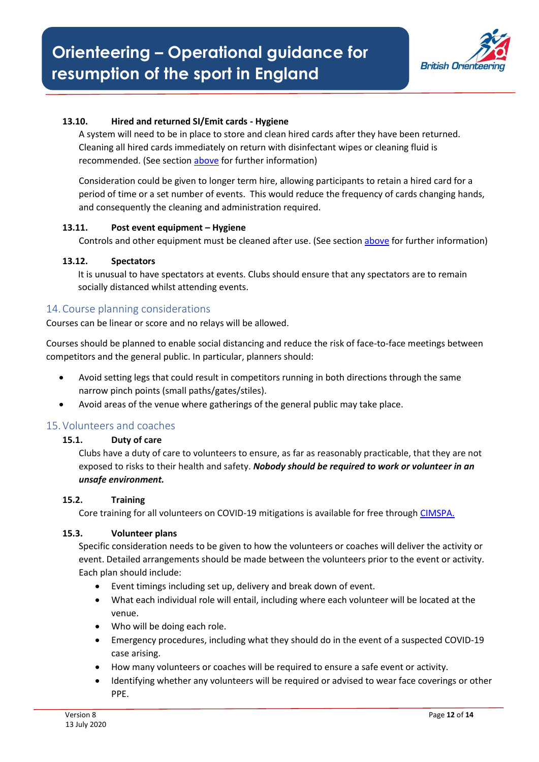#### 13.10. Hired and returned SI/Emit cards - Hygiene

A system will need to be in place to store and clean hired cards after they have been returned. Cleaning all hired cards immediately on return with disinfectant wipes or cleaning fluid is recommended. (See section above for further information)

Consideration could be given to longer term hire, allowing participants to retain a hired card for a period of time or a set number of events. This would reduce the frequency of cards changing hands, and consequently the cleaning and administration required.

#### 13.11. Post event equipment – Hygiene

Controls and other equipment must be cleaned after use. (See section above for further information)

#### 13.12. Spectators

It is unusual to have spectators at events. Clubs should ensure that any spectators are to remain socially distanced whilst attending events.

## 14. Course planning considerations

Courses can be linear or score and no relays will be allowed.

Courses should be planned to enable social distancing and reduce the risk of face-to-face meetings between competitors and the general public. In particular, planners should:

- Avoid setting legs that could result in competitors running in both directions through the same narrow pinch points (small paths/gates/stiles).
- Avoid areas of the venue where gatherings of the general public may take place.

## 15. Volunteers and coaches

#### 15.1. Duty of care

Clubs have a duty of care to volunteers to ensure, as far as reasonably practicable, that they are not exposed to risks to their health and safety. ***Nobody should be required to work or volunteer in an unsafe environment.***

#### 15.2. Training

Core training for all volunteers on COVID-19 mitigations is available for free through CIMSPA.

#### 15.3. Volunteer plans

Specific consideration needs to be given to how the volunteers or coaches will deliver the activity or event. Detailed arrangements should be made between the volunteers prior to the event or activity. Each plan should include:

- Event timings including set up, delivery and break down of event.
- What each individual role will entail, including where each volunteer will be located at the venue.
- Who will be doing each role.
- Emergency procedures, including what they should do in the event of a suspected COVID-19 case arising.
- How many volunteers or coaches will be required to ensure a safe event or activity.
- Identifying whether any volunteers will be required or advised to wear face coverings or other PPE.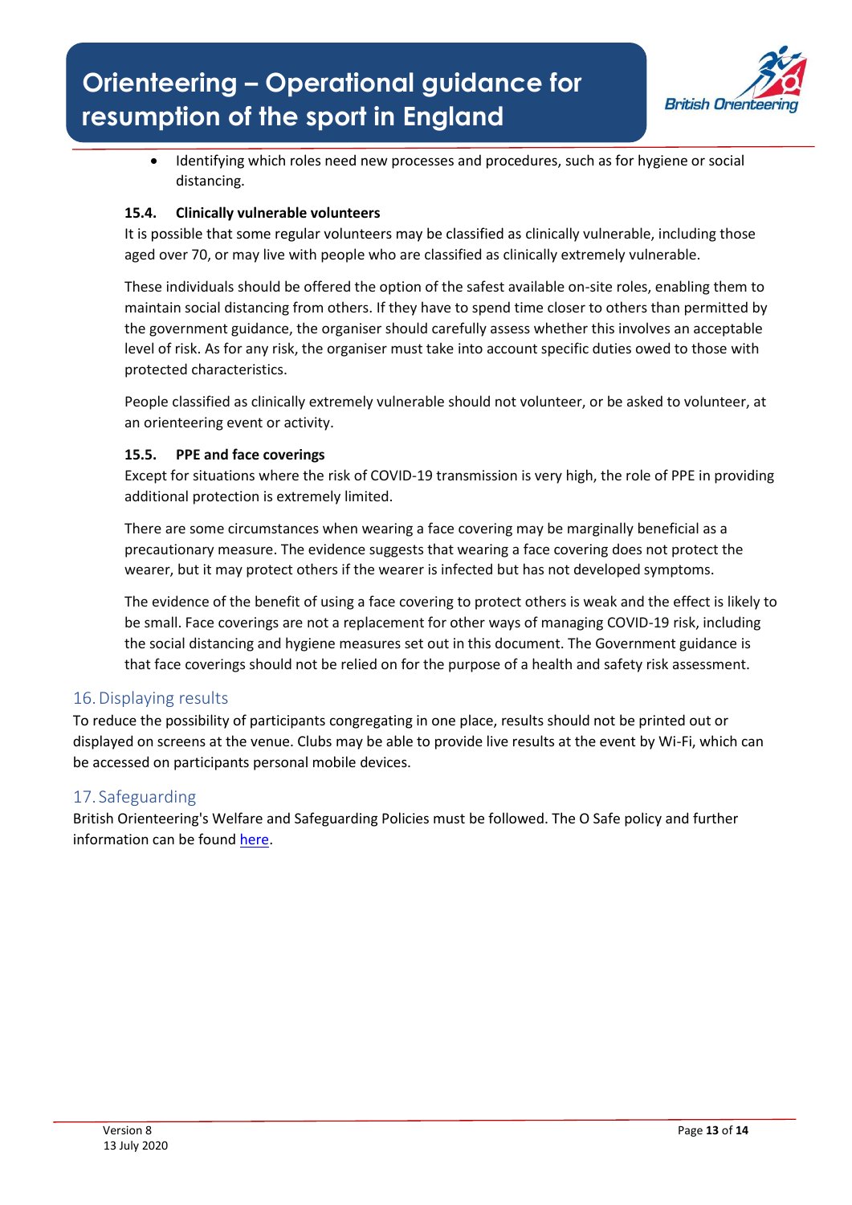- Identifying which roles need new processes and procedures, such as for hygiene or social distancing.

### 15.4. Clinically vulnerable volunteers

It is possible that some regular volunteers may be classified as clinically vulnerable, including those aged over 70, or may live with people who are classified as clinically extremely vulnerable.

These individuals should be offered the option of the safest available on-site roles, enabling them to maintain social distancing from others. If they have to spend time closer to others than permitted by the government guidance, the organiser should carefully assess whether this involves an acceptable level of risk. As for any risk, the organiser must take into account specific duties owed to those with protected characteristics.

People classified as clinically extremely vulnerable should not volunteer, or be asked to volunteer, at an orienteering event or activity.

### 15.5. PPE and face coverings

Except for situations where the risk of COVID-19 transmission is very high, the role of PPE in providing additional protection is extremely limited.

There are some circumstances when wearing a face covering may be marginally beneficial as a precautionary measure. The evidence suggests that wearing a face covering does not protect the wearer, but it may protect others if the wearer is infected but has not developed symptoms.

The evidence of the benefit of using a face covering to protect others is weak and the effect is likely to be small. Face coverings are not a replacement for other ways of managing COVID-19 risk, including the social distancing and hygiene measures set out in this document. The Government guidance is that face coverings should not be relied on for the purpose of a health and safety risk assessment.

## 16. Displaying results

To reduce the possibility of participants congregating in one place, results should not be printed out or displayed on screens at the venue. Clubs may be able to provide live results at the event by Wi-Fi, which can be accessed on participants personal mobile devices.

## 17. Safeguarding

British Orienteering's Welfare and Safeguarding Policies must be followed. The O Safe policy and further information can be found here.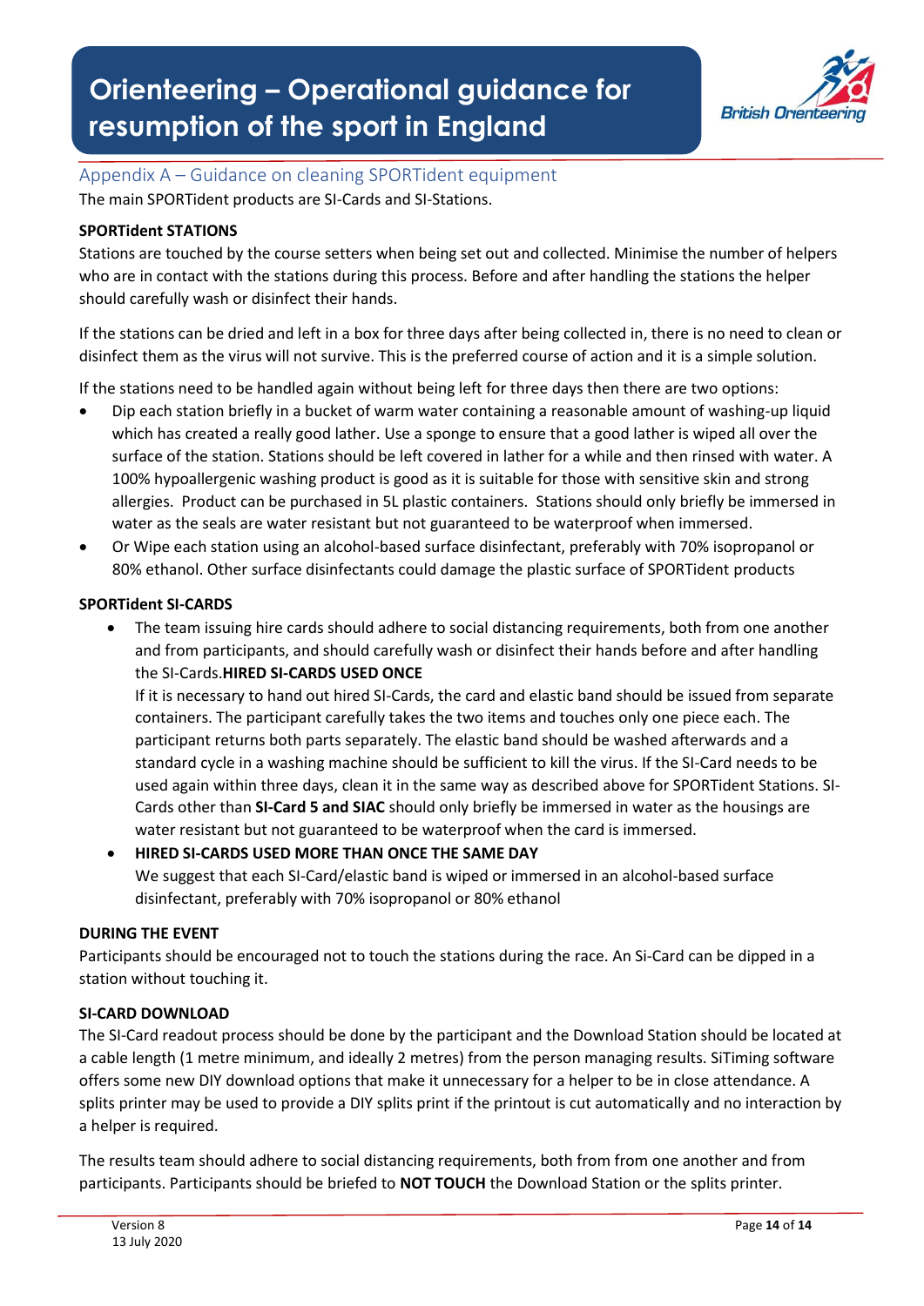## Appendix A – Guidance on cleaning SPORTident equipment

The main SPORTident products are SI-Cards and SI-Stations.

**SPORTident STATIONS**

Stations are touched by the course setters when being set out and collected. Minimise the number of helpers who are in contact with the stations during this process. Before and after handling the stations the helper should carefully wash or disinfect their hands.

If the stations can be dried and left in a box for three days after being collected in, there is no need to clean or disinfect them as the virus will not survive. This is the preferred course of action and it is a simple solution.

If the stations need to be handled again without being left for three days then there are two options:

- Dip each station briefly in a bucket of warm water containing a reasonable amount of washing-up liquid which has created a really good lather. Use a sponge to ensure that a good lather is wiped all over the surface of the station. Stations should be left covered in lather for a while and then rinsed with water. A 100% hypoallergenic washing product is good as it is suitable for those with sensitive skin and strong allergies. Product can be purchased in 5L plastic containers. Stations should only briefly be immersed in water as the seals are water resistant but not guaranteed to be waterproof when immersed.
- Or Wipe each station using an alcohol-based surface disinfectant, preferably with 70% isopropanol or 80% ethanol. Other surface disinfectants could damage the plastic surface of SPORTident products

**SPORTident SI-CARDS**

- The team issuing hire cards should adhere to social distancing requirements, both from one another and from participants, and should carefully wash or disinfect their hands before and after handling the SI-Cards.**HIRED SI-CARDS USED ONCE**
  If it is necessary to hand out hired SI-Cards, the card and elastic band should be issued from separate containers. The participant carefully takes the two items and touches only one piece each. The participant returns both parts separately. The elastic band should be washed afterwards and a standard cycle in a washing machine should be sufficient to kill the virus. If the SI-Card needs to be used again within three days, clean it in the same way as described above for SPORTident Stations. SI-Cards other than **SI-Card 5 and SIAC** should only briefly be immersed in water as the housings are water resistant but not guaranteed to be waterproof when the card is immersed.
- **HIRED SI-CARDS USED MORE THAN ONCE THE SAME DAY**
  We suggest that each SI-Card/elastic band is wiped or immersed in an alcohol-based surface disinfectant, preferably with 70% isopropanol or 80% ethanol

**DURING THE EVENT**

Participants should be encouraged not to touch the stations during the race. An Si-Card can be dipped in a station without touching it.

**SI-CARD DOWNLOAD**

The SI-Card readout process should be done by the participant and the Download Station should be located at a cable length (1 metre minimum, and ideally 2 metres) from the person managing results. SiTiming software offers some new DIY download options that make it unnecessary for a helper to be in close attendance. A splits printer may be used to provide a DIY splits print if the printout is cut automatically and no interaction by a helper is required.

The results team should adhere to social distancing requirements, both from from one another and from participants. Participants should be briefed to **NOT TOUCH** the Download Station or the splits printer.